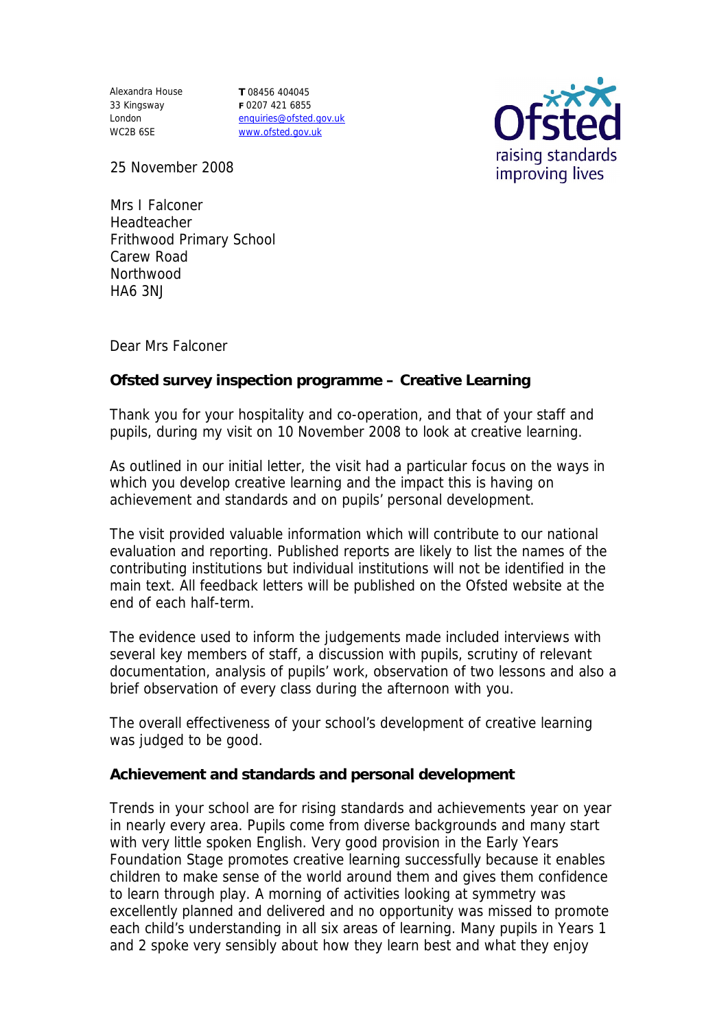Alexandra House
33 Kingsway
London
WC2B 6SE

**T** 08456 404045
**F** 0207 421 6855
enquiries@ofsted.gov.uk
www.ofsted.gov.uk

Ofsted
raising standards
improving lives

25 November 2008

Mrs I Falconer
Headteacher
Frithwood Primary School
Carew Road
Northwood
HA6 3NJ

Dear Mrs Falconer

**Ofsted survey inspection programme – Creative Learning**

Thank you for your hospitality and co-operation, and that of your staff and pupils, during my visit on 10 November 2008 to look at creative learning.

As outlined in our initial letter, the visit had a particular focus on the ways in which you develop creative learning and the impact this is having on achievement and standards and on pupils' personal development.

The visit provided valuable information which will contribute to our national evaluation and reporting. Published reports are likely to list the names of the contributing institutions but individual institutions will not be identified in the main text. All feedback letters will be published on the Ofsted website at the end of each half-term.

The evidence used to inform the judgements made included interviews with several key members of staff, a discussion with pupils, scrutiny of relevant documentation, analysis of pupils' work, observation of two lessons and also a brief observation of every class during the afternoon with you.

The overall effectiveness of your school's development of creative learning was judged to be good.

**Achievement and standards and personal development**

Trends in your school are for rising standards and achievements year on year in nearly every area. Pupils come from diverse backgrounds and many start with very little spoken English. Very good provision in the Early Years Foundation Stage promotes creative learning successfully because it enables children to make sense of the world around them and gives them confidence to learn through play. A morning of activities looking at symmetry was excellently planned and delivered and no opportunity was missed to promote each child's understanding in all six areas of learning. Many pupils in Years 1 and 2 spoke very sensibly about how they learn best and what they enjoy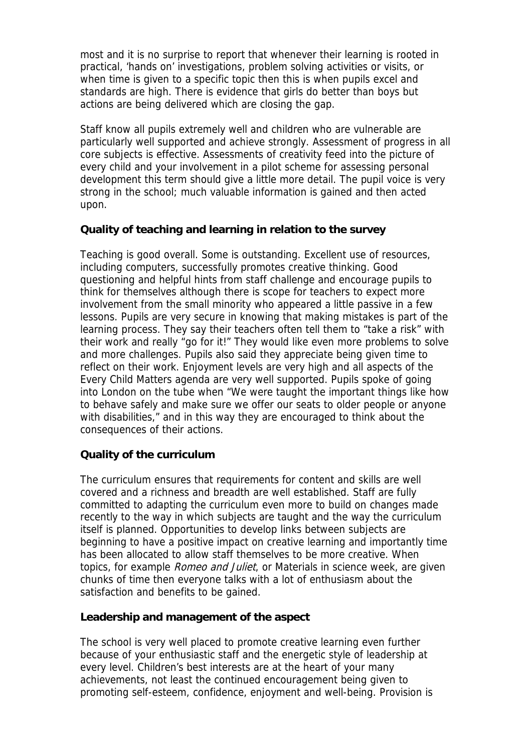most and it is no surprise to report that whenever their learning is rooted in practical, 'hands on' investigations, problem solving activities or visits, or when time is given to a specific topic then this is when pupils excel and standards are high. There is evidence that girls do better than boys but actions are being delivered which are closing the gap.

Staff know all pupils extremely well and children who are vulnerable are particularly well supported and achieve strongly. Assessment of progress in all core subjects is effective. Assessments of creativity feed into the picture of every child and your involvement in a pilot scheme for assessing personal development this term should give a little more detail. The pupil voice is very strong in the school; much valuable information is gained and then acted upon.

**Quality of teaching and learning in relation to the survey**

Teaching is good overall. Some is outstanding. Excellent use of resources, including computers, successfully promotes creative thinking. Good questioning and helpful hints from staff challenge and encourage pupils to think for themselves although there is scope for teachers to expect more involvement from the small minority who appeared a little passive in a few lessons. Pupils are very secure in knowing that making mistakes is part of the learning process. They say their teachers often tell them to "take a risk" with their work and really "go for it!" They would like even more problems to solve and more challenges. Pupils also said they appreciate being given time to reflect on their work. Enjoyment levels are very high and all aspects of the Every Child Matters agenda are very well supported. Pupils spoke of going into London on the tube when "We were taught the important things like how to behave safely and make sure we offer our seats to older people or anyone with disabilities," and in this way they are encouraged to think about the consequences of their actions.

**Quality of the curriculum**

The curriculum ensures that requirements for content and skills are well covered and a richness and breadth are well established. Staff are fully committed to adapting the curriculum even more to build on changes made recently to the way in which subjects are taught and the way the curriculum itself is planned. Opportunities to develop links between subjects are beginning to have a positive impact on creative learning and importantly time has been allocated to allow staff themselves to be more creative. When topics, for example *Romeo and Juliet*, or Materials in science week, are given chunks of time then everyone talks with a lot of enthusiasm about the satisfaction and benefits to be gained.

**Leadership and management of the aspect**

The school is very well placed to promote creative learning even further because of your enthusiastic staff and the energetic style of leadership at every level. Children's best interests are at the heart of your many achievements, not least the continued encouragement being given to promoting self-esteem, confidence, enjoyment and well-being. Provision is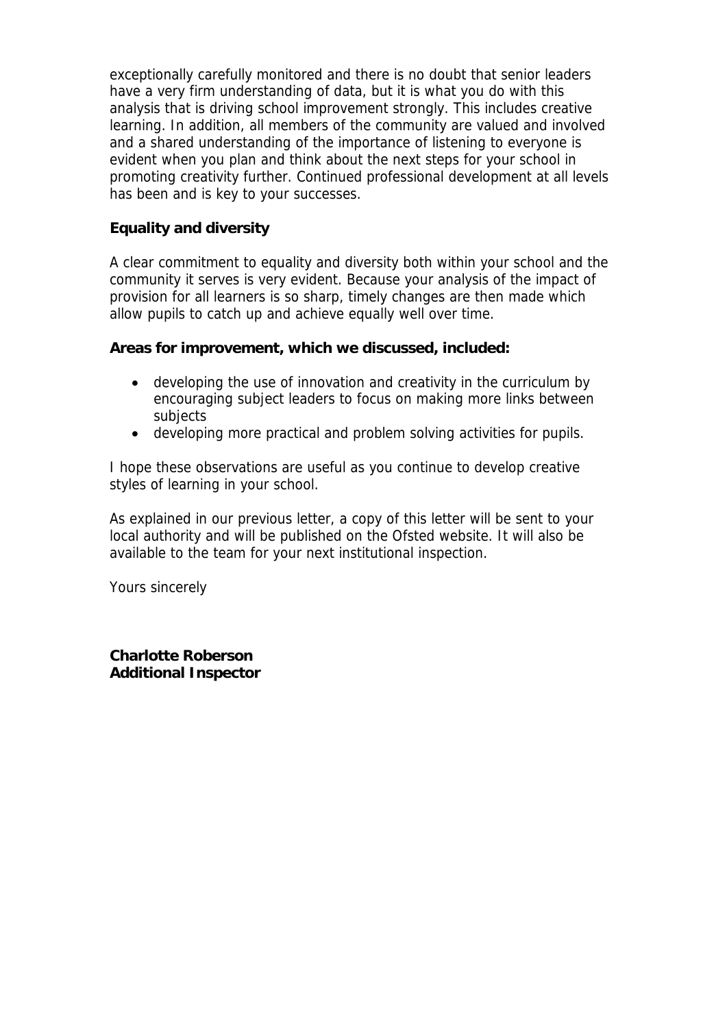exceptionally carefully monitored and there is no doubt that senior leaders have a very firm understanding of data, but it is what you do with this analysis that is driving school improvement strongly. This includes creative learning. In addition, all members of the community are valued and involved and a shared understanding of the importance of listening to everyone is evident when you plan and think about the next steps for your school in promoting creativity further. Continued professional development at all levels has been and is key to your successes.

**Equality and diversity**

A clear commitment to equality and diversity both within your school and the community it serves is very evident. Because your analysis of the impact of provision for all learners is so sharp, timely changes are then made which allow pupils to catch up and achieve equally well over time.

**Areas for improvement, which we discussed, included:**

- developing the use of innovation and creativity in the curriculum by encouraging subject leaders to focus on making more links between subjects
- developing more practical and problem solving activities for pupils.

I hope these observations are useful as you continue to develop creative styles of learning in your school.

As explained in our previous letter, a copy of this letter will be sent to your local authority and will be published on the Ofsted website. It will also be available to the team for your next institutional inspection.

Yours sincerely

**Charlotte Roberson**
**Additional Inspector**